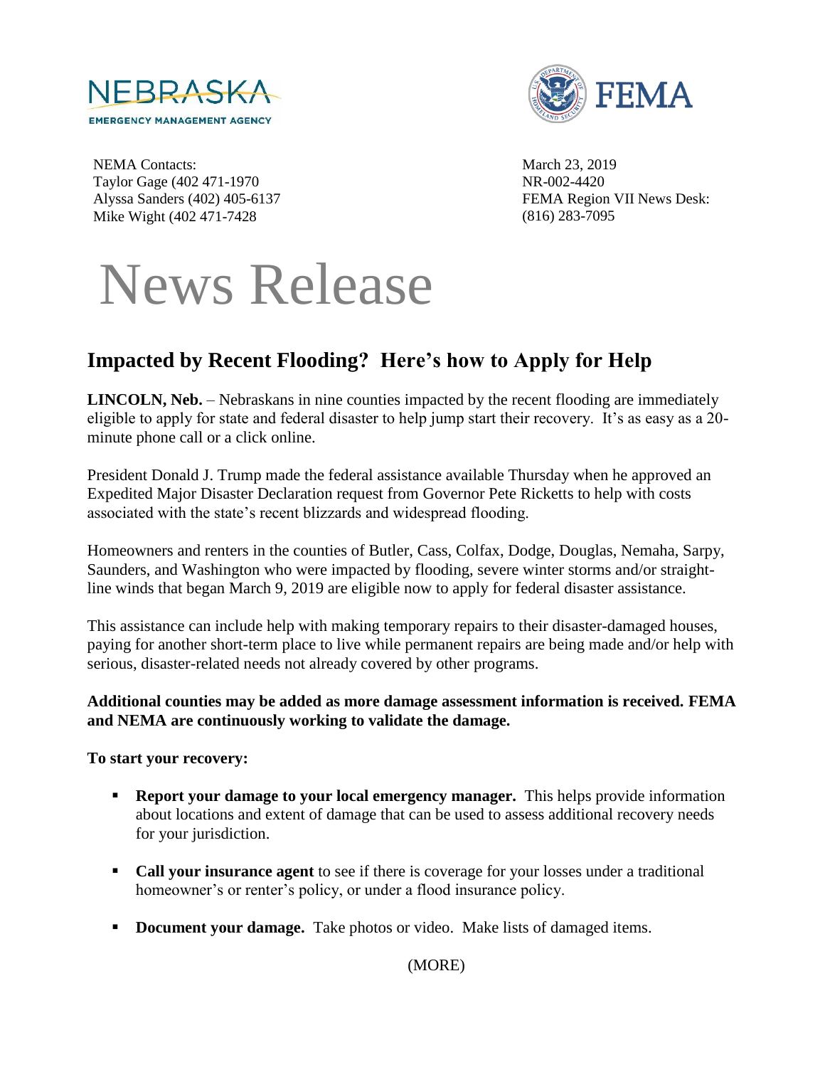NEBRASKA
EMERGENCY MANAGEMENT AGENCY

FEMA

NEMA Contacts:
Taylor Gage (402 471-1970
Alyssa Sanders (402) 405-6137
Mike Wight (402 471-7428

March 23, 2019
NR-002-4420
FEMA Region VII News Desk:
(816) 283-7095

# News Release

## Impacted by Recent Flooding? Here's how to Apply for Help

**LINCOLN, Neb.** – Nebraskans in nine counties impacted by the recent flooding are immediately eligible to apply for state and federal disaster to help jump start their recovery. It's as easy as a 20-minute phone call or a click online.

President Donald J. Trump made the federal assistance available Thursday when he approved an Expedited Major Disaster Declaration request from Governor Pete Ricketts to help with costs associated with the state's recent blizzards and widespread flooding.

Homeowners and renters in the counties of Butler, Cass, Colfax, Dodge, Douglas, Nemaha, Sarpy, Saunders, and Washington who were impacted by flooding, severe winter storms and/or straight-line winds that began March 9, 2019 are eligible now to apply for federal disaster assistance.

This assistance can include help with making temporary repairs to their disaster-damaged houses, paying for another short-term place to live while permanent repairs are being made and/or help with serious, disaster-related needs not already covered by other programs.

**Additional counties may be added as more damage assessment information is received. FEMA and NEMA are continuously working to validate the damage.**

**To start your recovery:**

- **Report your damage to your local emergency manager.** This helps provide information about locations and extent of damage that can be used to assess additional recovery needs for your jurisdiction.
- **Call your insurance agent** to see if there is coverage for your losses under a traditional homeowner's or renter's policy, or under a flood insurance policy.
- **Document your damage.** Take photos or video. Make lists of damaged items.

(MORE)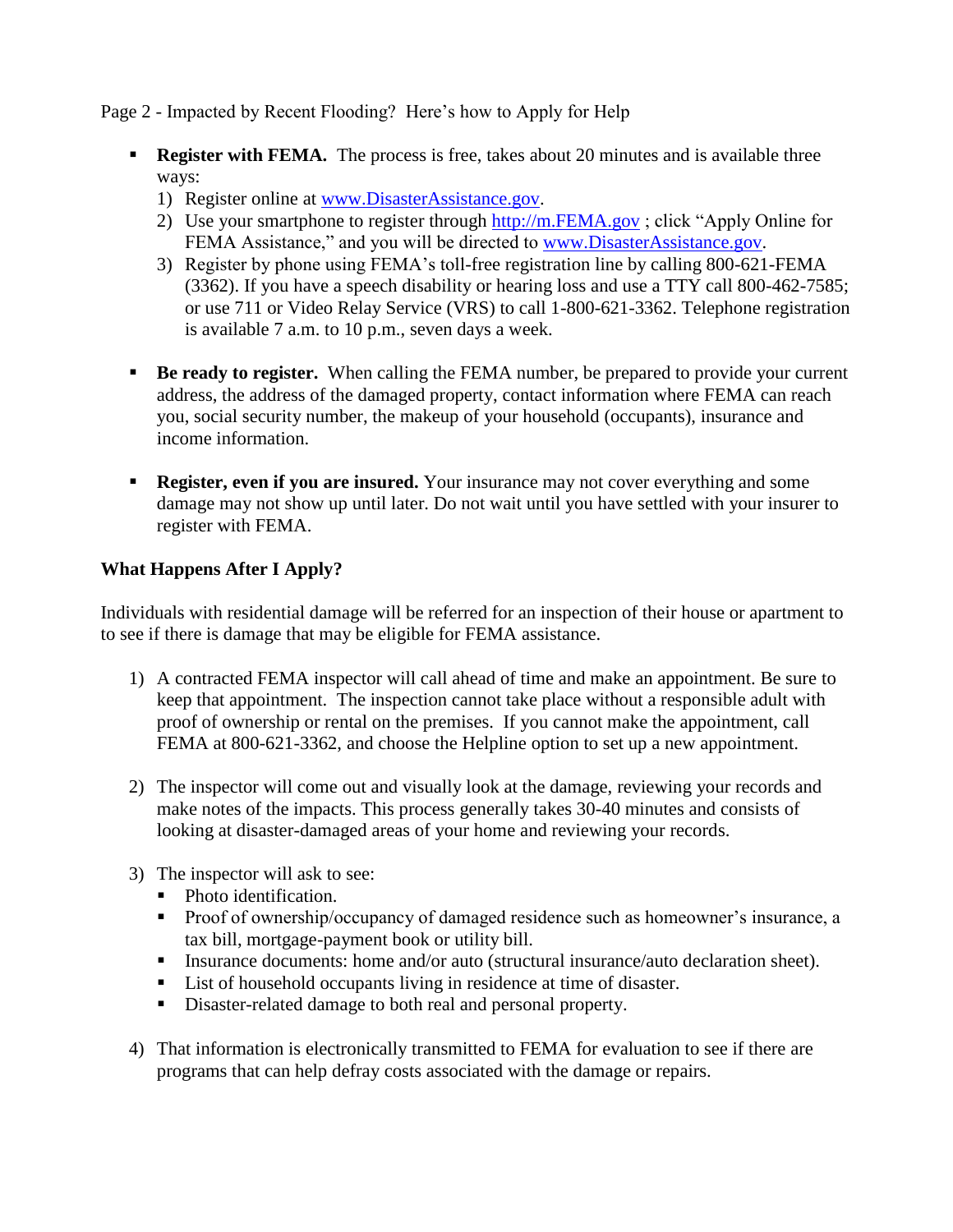Page 2 - Impacted by Recent Flooding? Here's how to Apply for Help

- **Register with FEMA.** The process is free, takes about 20 minutes and is available three ways:
  1) Register online at [www.DisasterAssistance.gov](www.DisasterAssistance.gov).
  2) Use your smartphone to register through [http://m.FEMA.gov](http://m.FEMA.gov) ; click "Apply Online for FEMA Assistance," and you will be directed to [www.DisasterAssistance.gov](www.DisasterAssistance.gov).
  3) Register by phone using FEMA's toll-free registration line by calling 800-621-FEMA (3362). If you have a speech disability or hearing loss and use a TTY call 800-462-7585; or use 711 or Video Relay Service (VRS) to call 1-800-621-3362. Telephone registration is available 7 a.m. to 10 p.m., seven days a week.

- **Be ready to register.** When calling the FEMA number, be prepared to provide your current address, the address of the damaged property, contact information where FEMA can reach you, social security number, the makeup of your household (occupants), insurance and income information.

- **Register, even if you are insured.** Your insurance may not cover everything and some damage may not show up until later. Do not wait until you have settled with your insurer to register with FEMA.

**What Happens After I Apply?**

Individuals with residential damage will be referred for an inspection of their house or apartment to to see if there is damage that may be eligible for FEMA assistance.

1) A contracted FEMA inspector will call ahead of time and make an appointment. Be sure to keep that appointment. The inspection cannot take place without a responsible adult with proof of ownership or rental on the premises. If you cannot make the appointment, call FEMA at 800-621-3362, and choose the Helpline option to set up a new appointment.

2) The inspector will come out and visually look at the damage, reviewing your records and make notes of the impacts. This process generally takes 30-40 minutes and consists of looking at disaster-damaged areas of your home and reviewing your records.

3) The inspector will ask to see:
   - Photo identification.
   - Proof of ownership/occupancy of damaged residence such as homeowner's insurance, a tax bill, mortgage-payment book or utility bill.
   - Insurance documents: home and/or auto (structural insurance/auto declaration sheet).
   - List of household occupants living in residence at time of disaster.
   - Disaster-related damage to both real and personal property.

4) That information is electronically transmitted to FEMA for evaluation to see if there are programs that can help defray costs associated with the damage or repairs.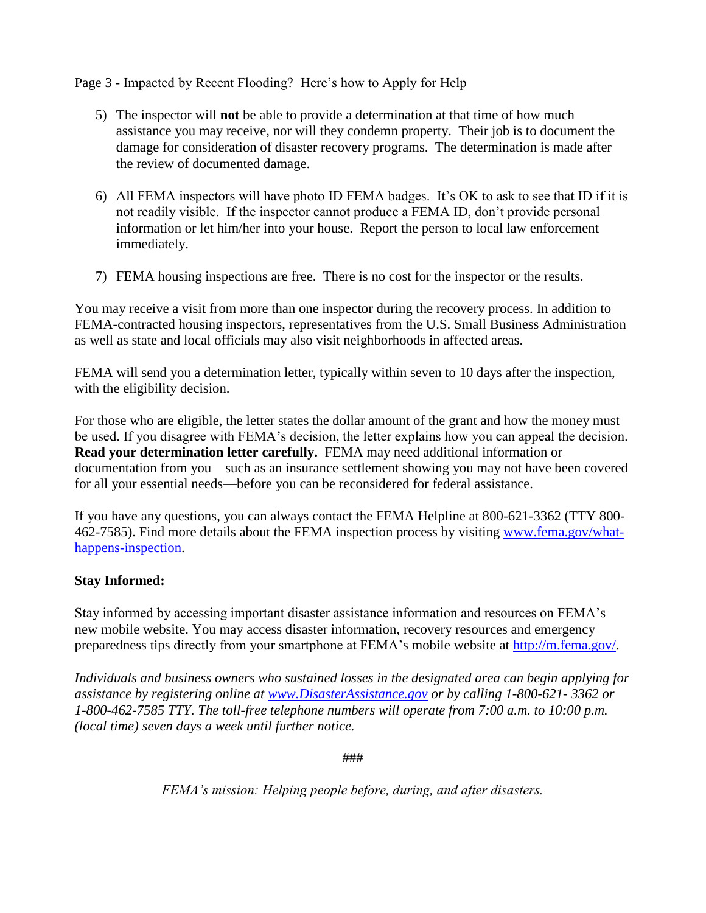5) The inspector will **not** be able to provide a determination at that time of how much assistance you may receive, nor will they condemn property. Their job is to document the damage for consideration of disaster recovery programs. The determination is made after the review of documented damage.

6) All FEMA inspectors will have photo ID FEMA badges. It's OK to ask to see that ID if it is not readily visible. If the inspector cannot produce a FEMA ID, don't provide personal information or let him/her into your house. Report the person to local law enforcement immediately.

7) FEMA housing inspections are free. There is no cost for the inspector or the results.

You may receive a visit from more than one inspector during the recovery process. In addition to FEMA-contracted housing inspectors, representatives from the U.S. Small Business Administration as well as state and local officials may also visit neighborhoods in affected areas.

FEMA will send you a determination letter, typically within seven to 10 days after the inspection, with the eligibility decision.

For those who are eligible, the letter states the dollar amount of the grant and how the money must be used. If you disagree with FEMA's decision, the letter explains how you can appeal the decision. **Read your determination letter carefully.** FEMA may need additional information or documentation from you—such as an insurance settlement showing you may not have been covered for all your essential needs—before you can be reconsidered for federal assistance.

If you have any questions, you can always contact the FEMA Helpline at 800-621-3362 (TTY 800-462-7585). Find more details about the FEMA inspection process by visiting [www.fema.gov/what-happens-inspection](www.fema.gov/what-happens-inspection).

**Stay Informed:**

Stay informed by accessing important disaster assistance information and resources on FEMA's new mobile website. You may access disaster information, recovery resources and emergency preparedness tips directly from your smartphone at FEMA's mobile website at [http://m.fema.gov/](http://m.fema.gov/).

*Individuals and business owners who sustained losses in the designated area can begin applying for assistance by registering online at [www.DisasterAssistance.gov](www.DisasterAssistance.gov) or by calling 1-800-621- 3362 or 1-800-462-7585 TTY. The toll-free telephone numbers will operate from 7:00 a.m. to 10:00 p.m. (local time) seven days a week until further notice.*

###

*FEMA's mission: Helping people before, during, and after disasters.*